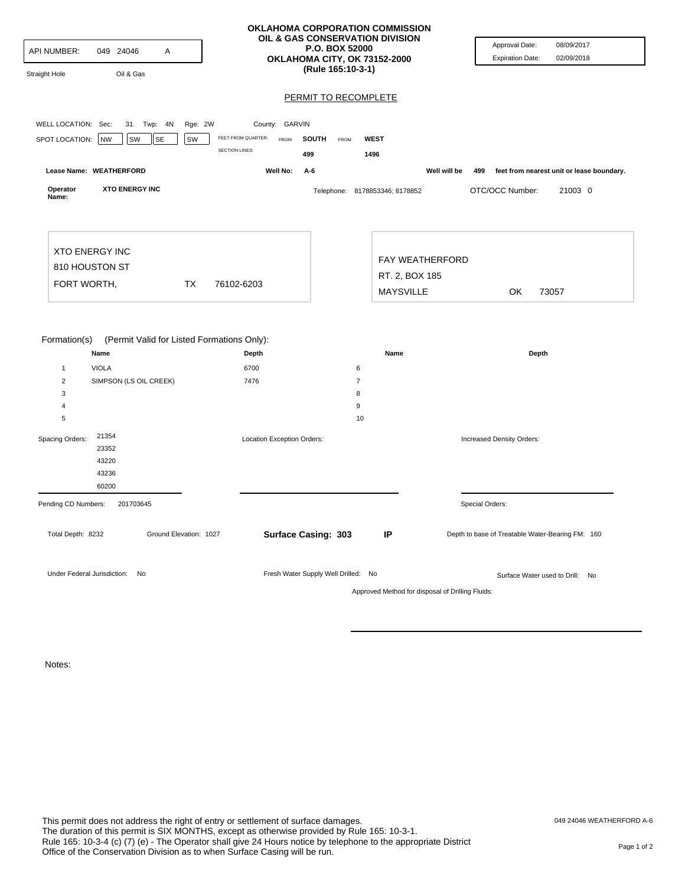# OKLAHOMA CORPORATION COMMISSION
## OIL & GAS CONSERVATION DIVISION
P.O. BOX 52000
OKLAHOMA CITY, OK 73152-2000
(Rule 165:10-3-1)

API NUMBER: 049 24046 A

Straight Hole    Oil & Gas

Approval Date: 08/09/2017
Expiration Date: 02/09/2018

## PERMIT TO RECOMPLETE

WELL LOCATION: Sec: 31 Twp: 4N Rge: 2W County: GARVIN

SPOT LOCATION: NW SW SE SW

FEET FROM QUARTER: FROM SOUTH FROM WEST
SECTION LINES: 499 1496

Lease Name: WEATHERFORD    Well No: A-6    Well will be 499 feet from nearest unit or lease boundary.

Operator Name: XTO ENERGY INC    Telephone: 8178853346; 8178852    OTC/OCC Number: 21003 0

XTO ENERGY INC
810 HOUSTON ST
FORT WORTH, TX 76102-6203

FAY WEATHERFORD
RT. 2, BOX 185
MAYSVILLE OK 73057

Formation(s) (Permit Valid for Listed Formations Only):

| | Name | Depth | | Name | Depth |
|---|---|---|---|---|---|
| 1 | VIOLA | 6700 | 6 | | |
| 2 | SIMPSON (LS OIL CREEK) | 7476 | 7 | | |
| 3 | | | 8 | | |
| 4 | | | 9 | | |
| 5 | | | 10 | | |

Spacing Orders: 21354, 23352, 43220, 43236, 60200

Location Exception Orders:

Increased Density Orders:

Pending CD Numbers: 201703645

Special Orders:

Total Depth: 8232    Ground Elevation: 1027    **Surface Casing: 303**    **IP**    Depth to base of Treatable Water-Bearing FM: 160

Under Federal Jurisdiction: No    Fresh Water Supply Well Drilled: No    Surface Water used to Drill: No

Approved Method for disposal of Drilling Fluids:

Notes:

This permit does not address the right of entry or settlement of surface damages.
The duration of this permit is SIX MONTHS, except as otherwise provided by Rule 165: 10-3-1.
Rule 165: 10-3-4 (c) (7) (e) - The Operator shall give 24 Hours notice by telephone to the appropriate District Office of the Conservation Division as to when Surface Casing will be run.

049 24046 WEATHERFORD A-6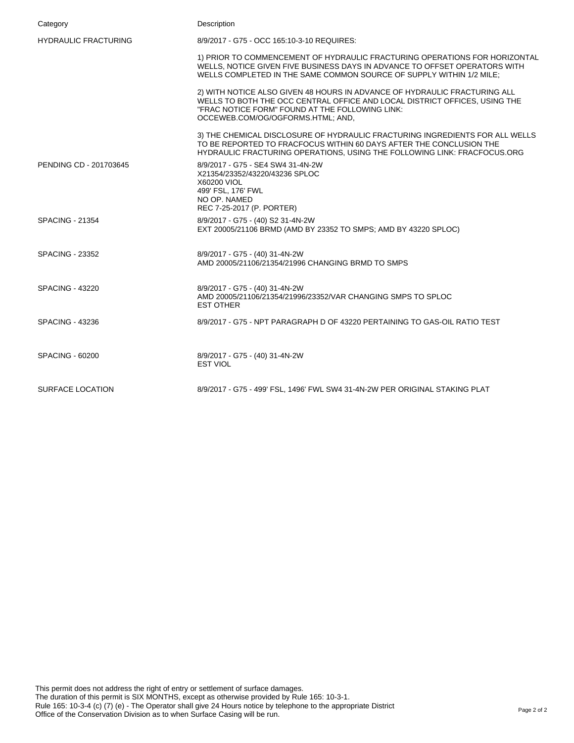| Category | Description |
| --- | --- |
| HYDRAULIC FRACTURING | 8/9/2017 - G75 - OCC 165:10-3-10 REQUIRES:<br><br>1) PRIOR TO COMMENCEMENT OF HYDRAULIC FRACTURING OPERATIONS FOR HORIZONTAL WELLS, NOTICE GIVEN FIVE BUSINESS DAYS IN ADVANCE TO OFFSET OPERATORS WITH WELLS COMPLETED IN THE SAME COMMON SOURCE OF SUPPLY WITHIN 1/2 MILE;<br><br>2) WITH NOTICE ALSO GIVEN 48 HOURS IN ADVANCE OF HYDRAULIC FRACTURING ALL WELLS TO BOTH THE OCC CENTRAL OFFICE AND LOCAL DISTRICT OFFICES, USING THE "FRAC NOTICE FORM" FOUND AT THE FOLLOWING LINK: OCCEWEB.COM/OG/OGFORMS.HTML; AND,<br><br>3) THE CHEMICAL DISCLOSURE OF HYDRAULIC FRACTURING INGREDIENTS FOR ALL WELLS TO BE REPORTED TO FRACFOCUS WITHIN 60 DAYS AFTER THE CONCLUSION THE HYDRAULIC FRACTURING OPERATIONS, USING THE FOLLOWING LINK: FRACFOCUS.ORG |
| PENDING CD - 201703645 | 8/9/2017 - G75 - SE4 SW4 31-4N-2W<br>X21354/23352/43220/43236 SPLOC<br>X60200 VIOL<br>499' FSL, 176' FWL<br>NO OP. NAMED<br>REC 7-25-2017 (P. PORTER) |
| SPACING - 21354 | 8/9/2017 - G75 - (40) S2 31-4N-2W<br>EXT 20005/21106 BRMD (AMD BY 23352 TO SMPS; AMD BY 43220 SPLOC) |
| SPACING - 23352 | 8/9/2017 - G75 - (40) 31-4N-2W<br>AMD 20005/21106/21354/21996 CHANGING BRMD TO SMPS |
| SPACING - 43220 | 8/9/2017 - G75 - (40) 31-4N-2W<br>AMD 20005/21106/21354/21996/23352/VAR CHANGING SMPS TO SPLOC<br>EST OTHER |
| SPACING - 43236 | 8/9/2017 - G75 - NPT PARAGRAPH D OF 43220 PERTAINING TO GAS-OIL RATIO TEST |
| SPACING - 60200 | 8/9/2017 - G75 - (40) 31-4N-2W<br>EST VIOL |
| SURFACE LOCATION | 8/9/2017 - G75 - 499' FSL, 1496' FWL SW4 31-4N-2W PER ORIGINAL STAKING PLAT |

This permit does not address the right of entry or settlement of surface damages.
The duration of this permit is SIX MONTHS, except as otherwise provided by Rule 165: 10-3-1.
Rule 165: 10-3-4 (c) (7) (e) - The Operator shall give 24 Hours notice by telephone to the appropriate District Office of the Conservation Division as to when Surface Casing will be run.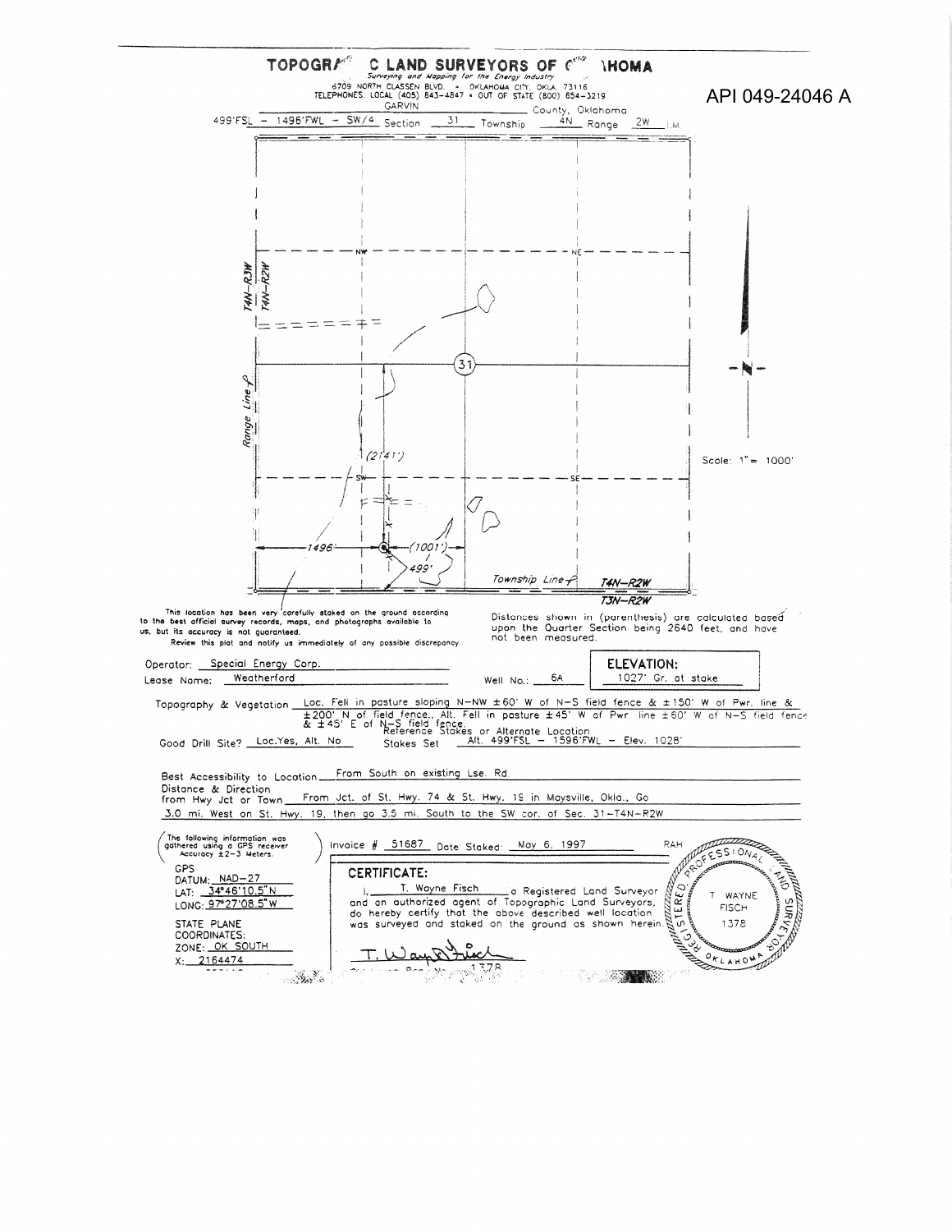# TOPOGRAPHIC LAND SURVEYORS OF OKLAHOMA

*Surveying and Mapping for the Energy Industry*

6709 NORTH CLASSEN BLVD. • OKLAHOMA CITY, OKLA. 73116
TELEPHONES: LOCAL (405) 843-4847 • OUT OF STATE (800) 654-3219

API 049-24046 A

GARVIN County, Oklahoma

499'FSL - 1496'FWL - SW/4 Section 31 Township 4N Range 2W I.M.

T4N-R3W
T4N-R2W
Range Line
NW
NE
31
(2141')
SW
SE
1496'
(1001')
499'
Township Line
T4N-R2W
T3N-R2W
N
Scale: 1" = 1000'

This location has been very carefully staked on the ground according to the best official survey records, maps, and photographs available to us, but its accuracy is not guaranteed.
Review this plat and notify us immediately of any possible discrepancy.

Distances shown in (parenthesis) are calculated based upon the Quarter Section being 2640 feet, and have not been measured.

Operator: Special Energy Corp.

Lease Name: Weatherford

Well No.: 6A

**ELEVATION:**
1027' Gr. at stake

Topography & Vegetation: Loc. Fell in pasture sloping N-NW ±60' W of N-S field fence & ±150' W of Pwr. line & ±200' N of field fence., Alt. Fell in pasture ±45' W of Pwr. line ±60' W of N-S field fence & ±45' E of N-S field fence.

Good Drill Site? Loc.Yes, Alt. No

Reference Stakes or Alternate Location
Stakes Set: Alt. 499'FSL - 1596'FWL - Elev. 1028'

Best Accessibility to Location: From South on existing Lse. Rd.

Distance & Direction from Hwy Jct or Town: From Jct. of St. Hwy. 74 & St. Hwy. 19 in Maysville, Okla., Go 3.0 mi. West on St. Hwy. 19, then go 3.5 mi. South to the SW cor. of Sec. 31-T4N-R2W

The following information was gathered using a GPS receiver Accuracy ±2-3 Meters.

GPS
DATUM: NAD-27
LAT: 34°46'10.5"N
LONG: 97°27'08.5"W

STATE PLANE COORDINATES:
ZONE: OK SOUTH
X: 2164474

Invoice # 51687 Date Staked: May 6, 1997 RAH

**CERTIFICATE:**

I, T. Wayne Fisch a Registered Land Surveyor and an authorized agent of Topographic Land Surveyors, do hereby certify that the above described well location was surveyed and staked on the ground as shown herein.

T. Wayne Fisch
1378

REGISTERED PROFESSIONAL LAND SURVEYOR — T. WAYNE FISCH — 1378 — OKLAHOMA